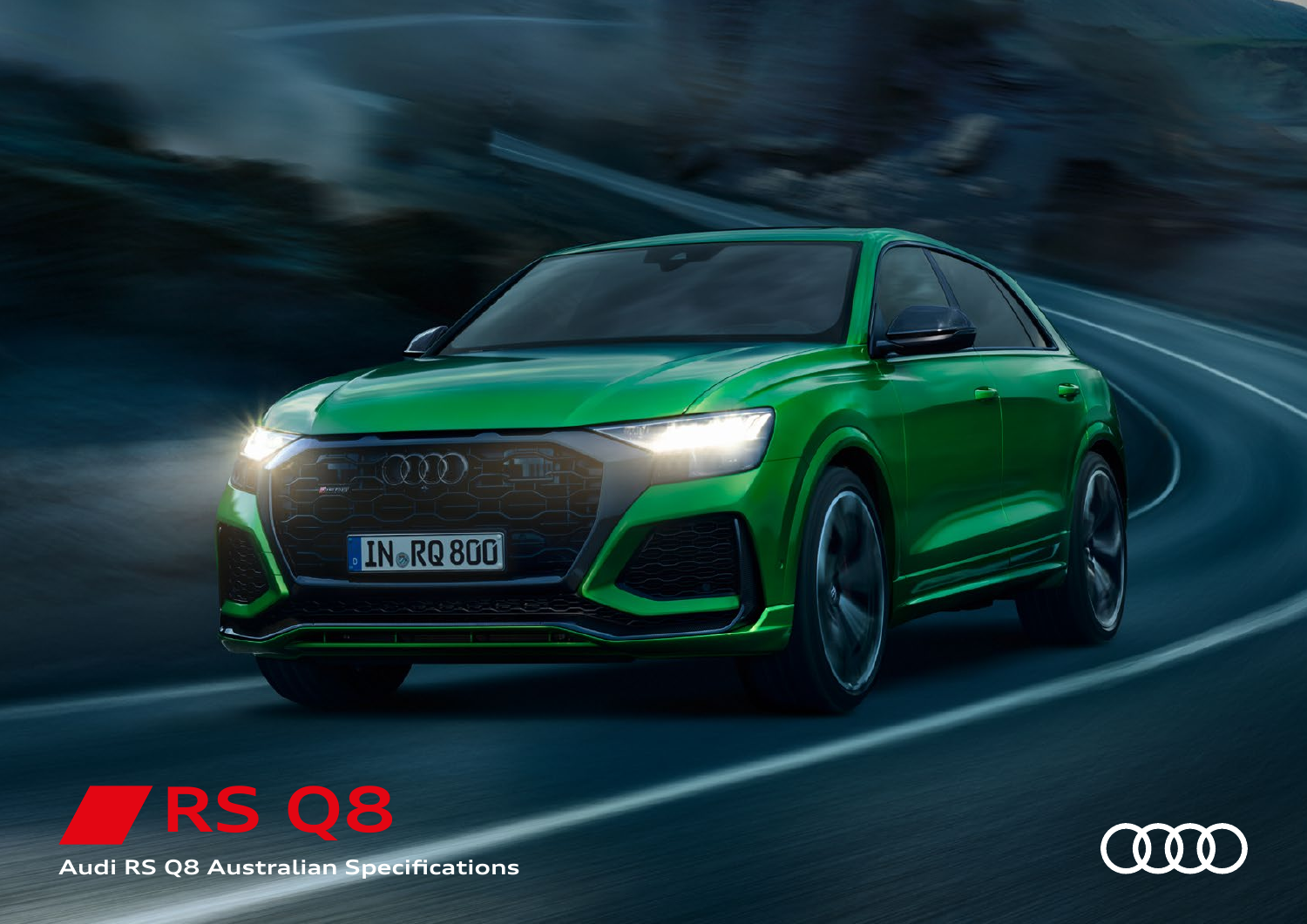# RS Q8

Audi RS Q8 Australian Specifications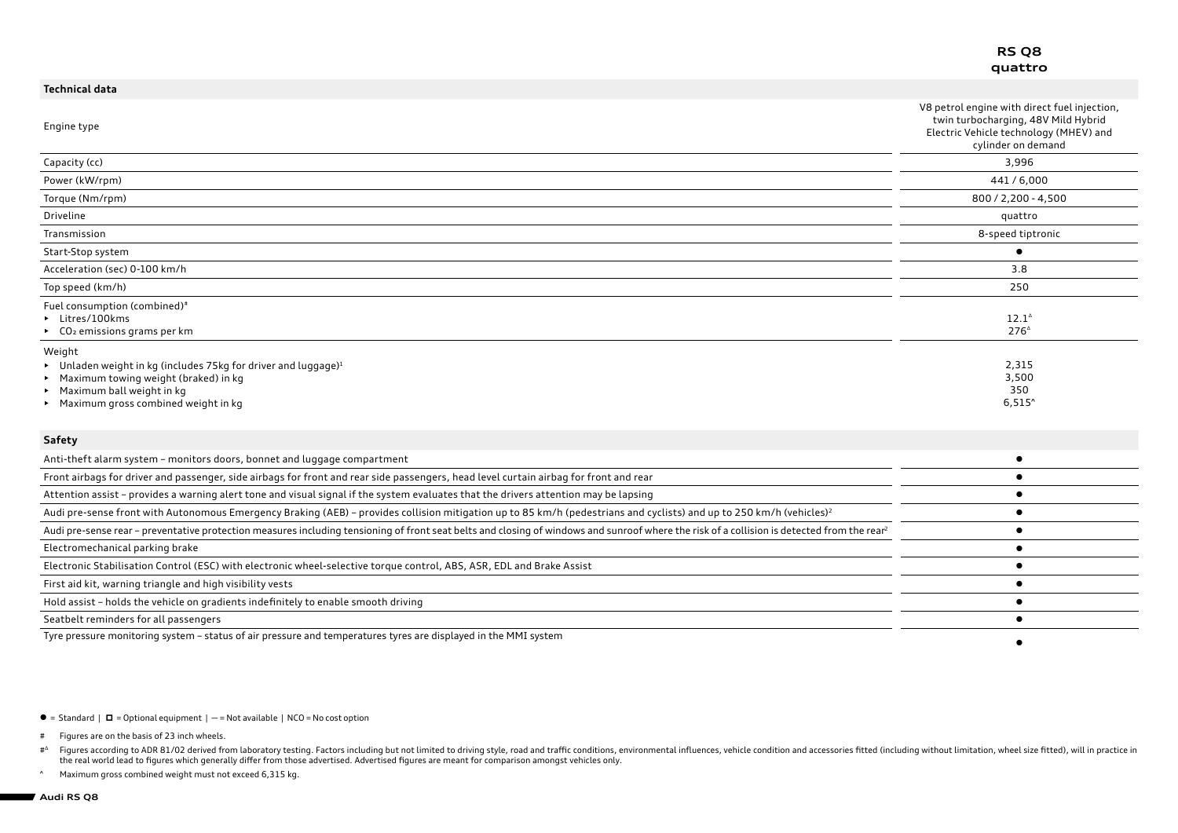| Technical data | RS Q8 quattro |
| --- | --- |
| Engine type | V8 petrol engine with direct fuel injection, twin turbocharging, 48V Mild Hybrid Electric Vehicle technology (MHEV) and cylinder on demand |
| Capacity (cc) | 3,996 |
| Power (kW/rpm) | 441 / 6,000 |
| Torque (Nm/rpm) | 800 / 2,200 - 4,500 |
| Driveline | quattro |
| Transmission | 8-speed tiptronic |
| Start-Stop system | ● |
| Acceleration (sec) 0-100 km/h | 3.8 |
| Top speed (km/h) | 250 |
| Fuel consumption (combined)# | |
| ▸ Litres/100kms | 12.1^Δ |
| ▸ $CO_2$ emissions grams per km | 276^Δ |
| Weight | |
| ▸ Unladen weight in kg (includes 75kg for driver and luggage)[1] | 2,315 |
| ▸ Maximum towing weight (braked) in kg | 3,500 |
| ▸ Maximum ball weight in kg | 350 |
| ▸ Maximum gross combined weight in kg | 6,515^ |

| Safety | |
| --- | --- |
| Anti-theft alarm system – monitors doors, bonnet and luggage compartment | ● |
| Front airbags for driver and passenger, side airbags for front and rear side passengers, head level curtain airbag for front and rear | ● |
| Attention assist – provides a warning alert tone and visual signal if the system evaluates that the drivers attention may be lapsing | ● |
| Audi pre-sense front with Autonomous Emergency Braking (AEB) – provides collision mitigation up to 85 km/h (pedestrians and cyclists) and up to 250 km/h (vehicles)[2] | ● |
| Audi pre-sense rear – preventative protection measures including tensioning of front seat belts and closing of windows and sunroof where the risk of a collision is detected from the rear[2] | ● |
| Electromechanical parking brake | ● |
| Electronic Stabilisation Control (ESC) with electronic wheel-selective torque control, ABS, ASR, EDL and Brake Assist | ● |
| First aid kit, warning triangle and high visibility vests | ● |
| Hold assist – holds the vehicle on gradients indefinitely to enable smooth driving | ● |
| Seatbelt reminders for all passengers | ● |
| Tyre pressure monitoring system – status of air pressure and temperatures tyres are displayed in the MMI system | ● |

● = Standard | ◘ = Optional equipment | — = Not available | NCO = No cost option

\# Figures are on the basis of 23 inch wheels.

#Δ Figures according to ADR 81/02 derived from laboratory testing. Factors including but not limited to driving style, road and traffic conditions, environmental influences, vehicle condition and accessories fitted (including without limitation, wheel size fitted), will in practice in the real world lead to figures which generally differ from those advertised. Advertised figures are meant for comparison amongst vehicles only.

^ Maximum gross combined weight must not exceed 6,315 kg.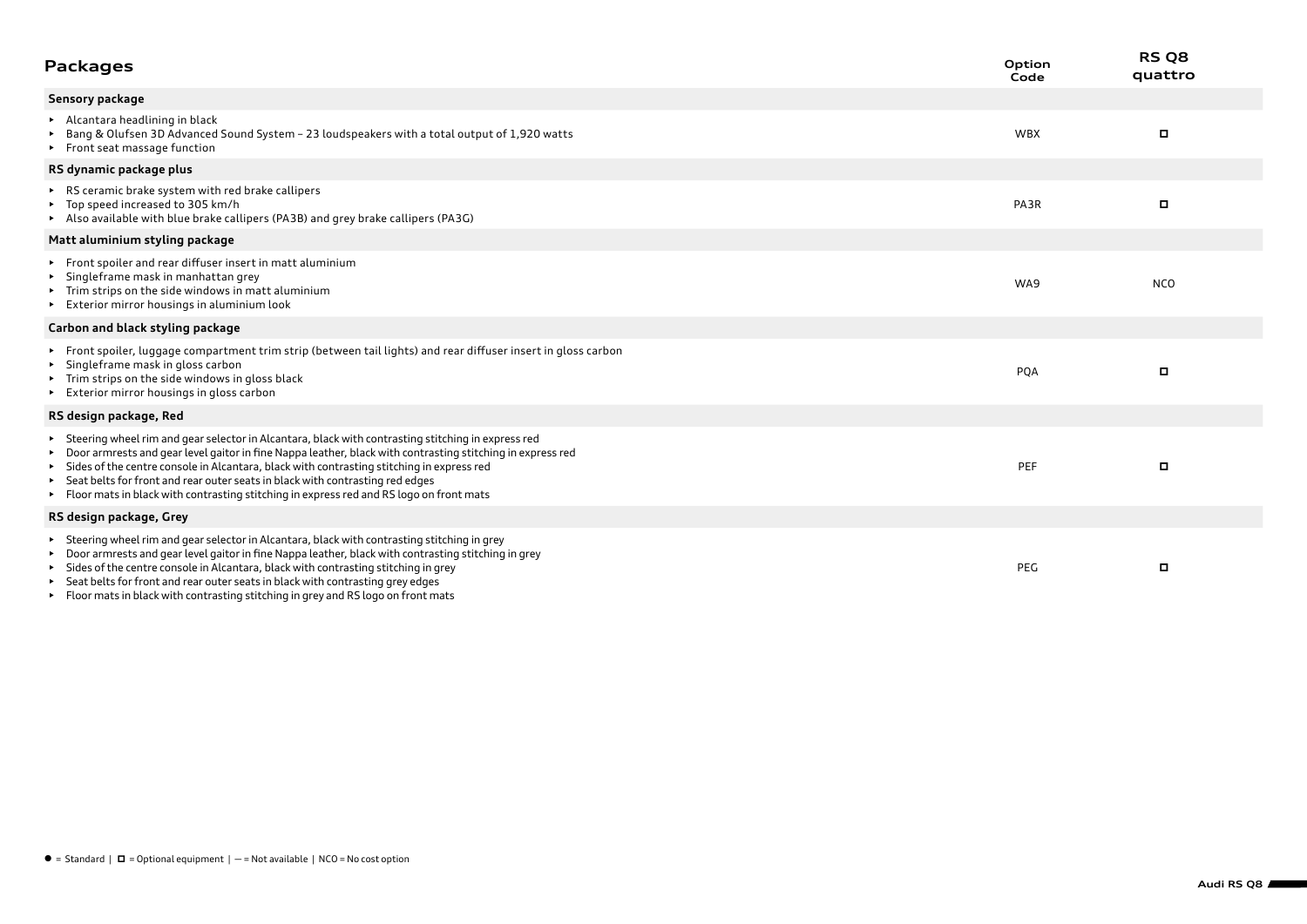## Packages

| Packages | Option Code | RS Q8 quattro |
|---|---|---|
| **Sensory package** | | |
| ▸ Alcantara headlining in black<br>▸ Bang & Olufsen 3D Advanced Sound System – 23 loudspeakers with a total output of 1,920 watts<br>▸ Front seat massage function | WBX | ◻ |
| **RS dynamic package plus** | | |
| ▸ RS ceramic brake system with red brake callipers<br>▸ Top speed increased to 305 km/h<br>▸ Also available with blue brake callipers (PA3B) and grey brake callipers (PA3G) | PA3R | ◻ |
| **Matt aluminium styling package** | | |
| ▸ Front spoiler and rear diffuser insert in matt aluminium<br>▸ Singleframe mask in manhattan grey<br>▸ Trim strips on the side windows in matt aluminium<br>▸ Exterior mirror housings in aluminium look | WA9 | NCO |
| **Carbon and black styling package** | | |
| ▸ Front spoiler, luggage compartment trim strip (between tail lights) and rear diffuser insert in gloss carbon<br>▸ Singleframe mask in gloss carbon<br>▸ Trim strips on the side windows in gloss black<br>▸ Exterior mirror housings in gloss carbon | PQA | ◻ |
| **RS design package, Red** | | |
| ▸ Steering wheel rim and gear selector in Alcantara, black with contrasting stitching in express red<br>▸ Door armrests and gear level gaitor in fine Nappa leather, black with contrasting stitching in express red<br>▸ Sides of the centre console in Alcantara, black with contrasting stitching in express red<br>▸ Seat belts for front and rear outer seats in black with contrasting red edges<br>▸ Floor mats in black with contrasting stitching in express red and RS logo on front mats | PEF | ◻ |
| **RS design package, Grey** | | |
| ▸ Steering wheel rim and gear selector in Alcantara, black with contrasting stitching in grey<br>▸ Door armrests and gear level gaitor in fine Nappa leather, black with contrasting stitching in grey<br>▸ Sides of the centre console in Alcantara, black with contrasting stitching in grey<br>▸ Seat belts for front and rear outer seats in black with contrasting grey edges<br>▸ Floor mats in black with contrasting stitching in grey and RS logo on front mats | PEG | ◻ |

● = Standard | ◻ = Optional equipment | — = Not available | NCO = No cost option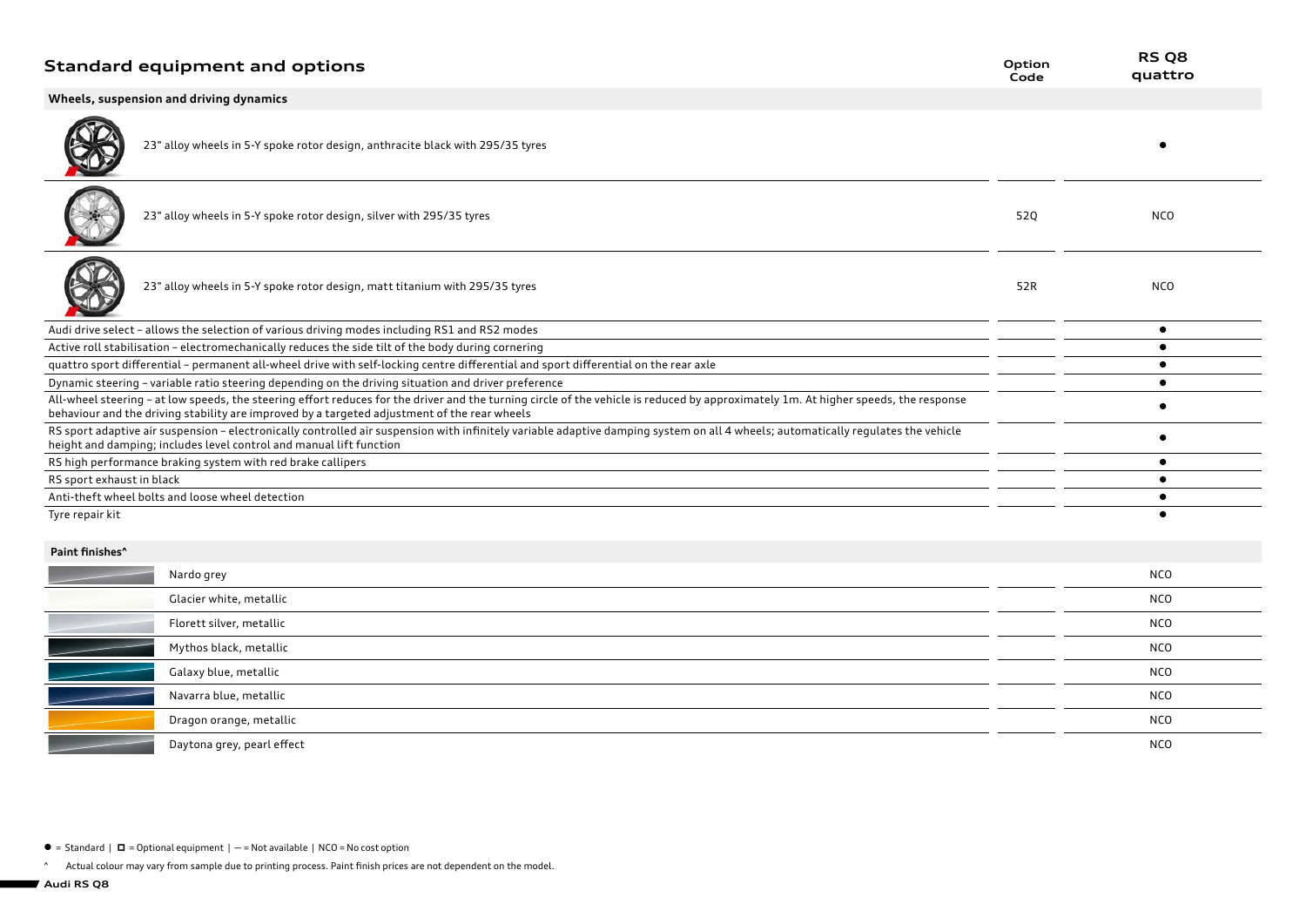## Standard equipment and options

| Wheels, suspension and driving dynamics | Option Code | RS Q8 quattro |
|---|---|---|
| 23" alloy wheels in 5-Y spoke rotor design, anthracite black with 295/35 tyres | | ● |
| 23" alloy wheels in 5-Y spoke rotor design, silver with 295/35 tyres | 52Q | NCO |
| 23" alloy wheels in 5-Y spoke rotor design, matt titanium with 295/35 tyres | 52R | NCO |
| Audi drive select – allows the selection of various driving modes including RS1 and RS2 modes | | ● |
| Active roll stabilisation – electromechanically reduces the side tilt of the body during cornering | | ● |
| quattro sport differential – permanent all-wheel drive with self-locking centre differential and sport differential on the rear axle | | ● |
| Dynamic steering – variable ratio steering depending on the driving situation and driver preference | | ● |
| All-wheel steering – at low speeds, the steering effort reduces for the driver and the turning circle of the vehicle is reduced by approximately 1m. At higher speeds, the response behaviour and the driving stability are improved by a targeted adjustment of the rear wheels | | ● |
| RS sport adaptive air suspension – electronically controlled air suspension with infinitely variable adaptive damping system on all 4 wheels; automatically regulates the vehicle height and damping; includes level control and manual lift function | | ● |
| RS high performance braking system with red brake callipers | | ● |
| RS sport exhaust in black | | ● |
| Anti-theft wheel bolts and loose wheel detection | | ● |
| Tyre repair kit | | ● |

| Paint finishes^ | Option Code | RS Q8 quattro |
|---|---|---|
| Nardo grey | | NCO |
| Glacier white, metallic | | NCO |
| Florett silver, metallic | | NCO |
| Mythos black, metallic | | NCO |
| Galaxy blue, metallic | | NCO |
| Navarra blue, metallic | | NCO |
| Dragon orange, metallic | | NCO |
| Daytona grey, pearl effect | | NCO |

● = Standard | ◘ = Optional equipment | — = Not available | NCO = No cost option

^ Actual colour may vary from sample due to printing process. Paint finish prices are not dependent on the model.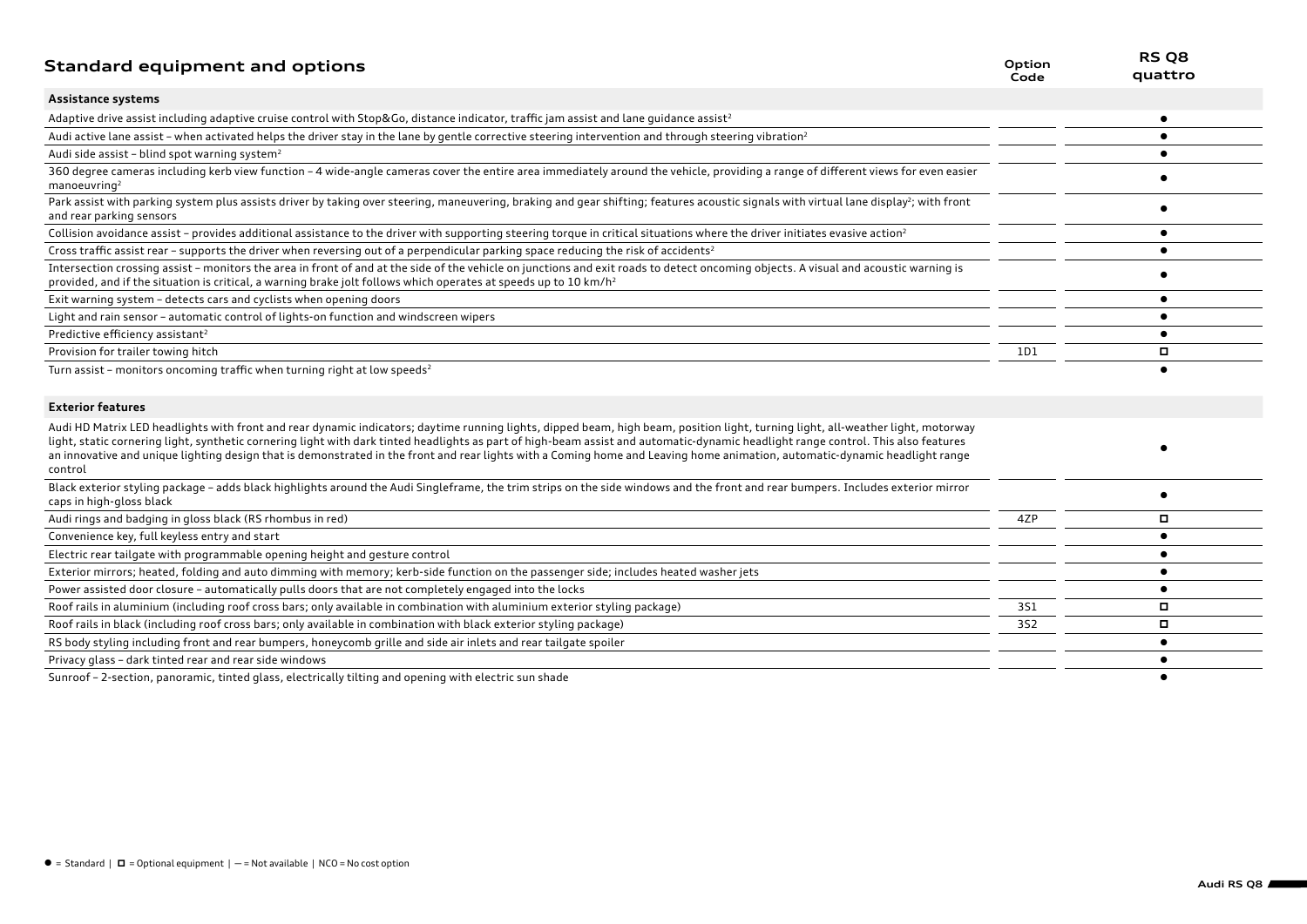## Standard equipment and options

| Standard equipment and options | Option Code | RS Q8 quattro |
|---|---|---|
| **Assistance systems** | | |
| Adaptive drive assist including adaptive cruise control with Stop&Go, distance indicator, traffic jam assist and lane guidance assist[2] | | ● |
| Audi active lane assist – when activated helps the driver stay in the lane by gentle corrective steering intervention and through steering vibration[2] | | ● |
| Audi side assist – blind spot warning system[2] | | ● |
| 360 degree cameras including kerb view function – 4 wide-angle cameras cover the entire area immediately around the vehicle, providing a range of different views for even easier manoeuvring[2] | | ● |
| Park assist with parking system plus assists driver by taking over steering, maneuvering, braking and gear shifting; features acoustic signals with virtual lane display[2]; with front and rear parking sensors | | ● |
| Collision avoidance assist – provides additional assistance to the driver with supporting steering torque in critical situations where the driver initiates evasive action[2] | | ● |
| Cross traffic assist rear – supports the driver when reversing out of a perpendicular parking space reducing the risk of accidents[2] | | ● |
| Intersection crossing assist – monitors the area in front of and at the side of the vehicle on junctions and exit roads to detect oncoming objects. A visual and acoustic warning is provided, and if the situation is critical, a warning brake jolt follows which operates at speeds up to 10 km/h[2] | | ● |
| Exit warning system – detects cars and cyclists when opening doors | | ● |
| Light and rain sensor – automatic control of lights-on function and windscreen wipers | | ● |
| Predictive efficiency assistant[2] | | ● |
| Provision for trailer towing hitch | 1D1 | □ |
| Turn assist – monitors oncoming traffic when turning right at low speeds[2] | | ● |
| **Exterior features** | | |
| Audi HD Matrix LED headlights with front and rear dynamic indicators; daytime running lights, dipped beam, high beam, position light, turning light, all-weather light, motorway light, static cornering light, synthetic cornering light with dark tinted headlights as part of high-beam assist and automatic-dynamic headlight range control. This also features an innovative and unique lighting design that is demonstrated in the front and rear lights with a Coming home and Leaving home animation, automatic-dynamic headlight range control | | ● |
| Black exterior styling package – adds black highlights around the Audi Singleframe, the trim strips on the side windows and the front and rear bumpers. Includes exterior mirror caps in high-gloss black | | ● |
| Audi rings and badging in gloss black (RS rhombus in red) | 4ZP | □ |
| Convenience key, full keyless entry and start | | ● |
| Electric rear tailgate with programmable opening height and gesture control | | ● |
| Exterior mirrors; heated, folding and auto dimming with memory; kerb-side function on the passenger side; includes heated washer jets | | ● |
| Power assisted door closure – automatically pulls doors that are not completely engaged into the locks | | ● |
| Roof rails in aluminium (including roof cross bars; only available in combination with aluminium exterior styling package) | 3S1 | □ |
| Roof rails in black (including roof cross bars; only available in combination with black exterior styling package) | 3S2 | □ |
| RS body styling including front and rear bumpers, honeycomb grille and side air inlets and rear tailgate spoiler | | ● |
| Privacy glass – dark tinted rear and rear side windows | | ● |
| Sunroof – 2-section, panoramic, tinted glass, electrically tilting and opening with electric sun shade | | ● |

● = Standard | □ = Optional equipment | — = Not available | NCO = No cost option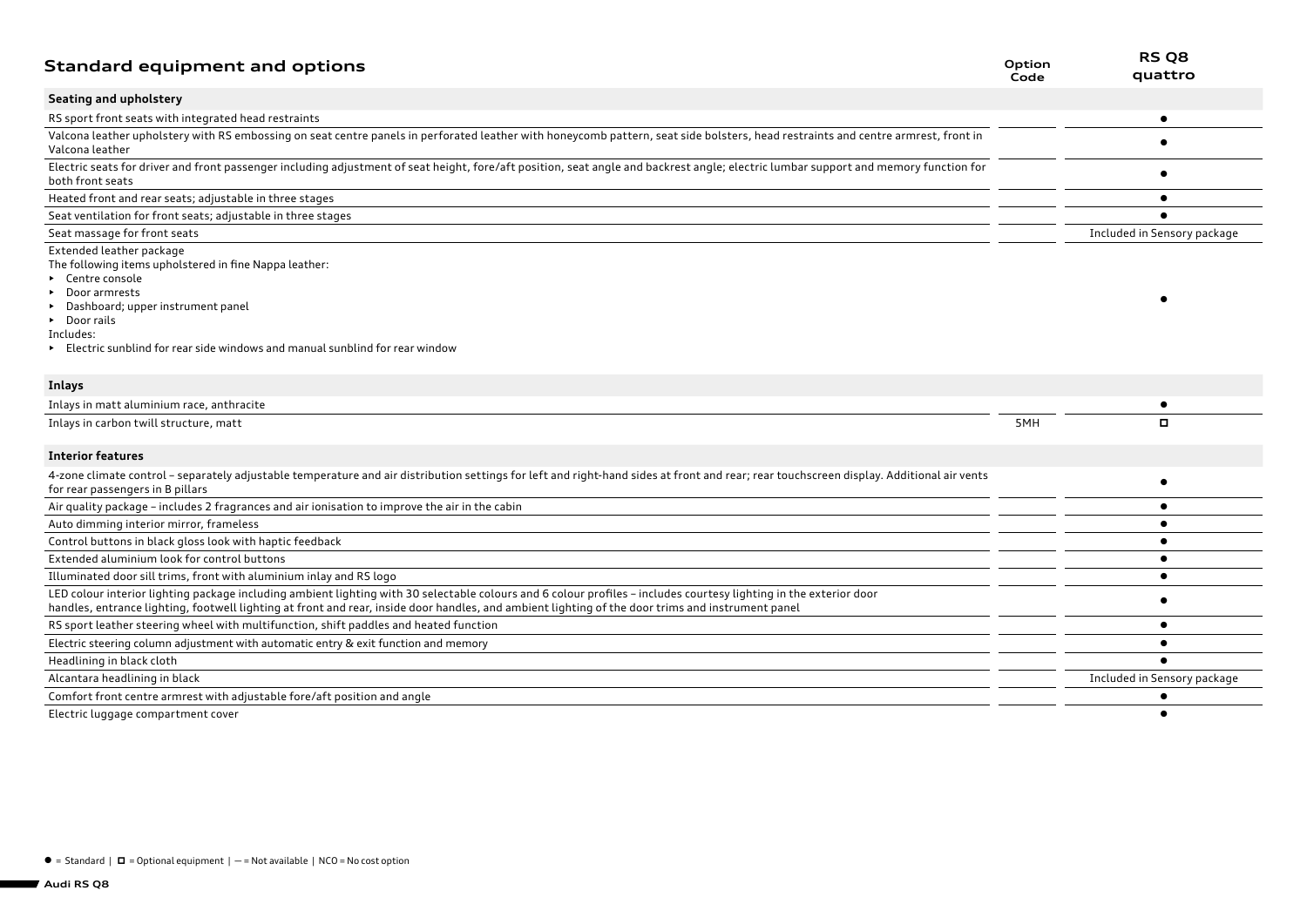## Standard equipment and options

| | Option Code | RS Q8 quattro |
|---|---|---|
| **Seating and upholstery** | | |
| RS sport front seats with integrated head restraints | | ● |
| Valcona leather upholstery with RS embossing on seat centre panels in perforated leather with honeycomb pattern, seat side bolsters, head restraints and centre armrest, front in Valcona leather | | ● |
| Electric seats for driver and front passenger including adjustment of seat height, fore/aft position, seat angle and backrest angle; electric lumbar support and memory function for both front seats | | ● |
| Heated front and rear seats; adjustable in three stages | | ● |
| Seat ventilation for front seats; adjustable in three stages | | ● |
| Seat massage for front seats | | Included in Sensory package |
| Extended leather package<br>The following items upholstered in fine Nappa leather:<br>▸ Centre console<br>▸ Door armrests<br>▸ Dashboard; upper instrument panel<br>▸ Door rails<br>Includes:<br>▸ Electric sunblind for rear side windows and manual sunblind for rear window | | ● |
| **Inlays** | | |
| Inlays in matt aluminium race, anthracite | | ● |
| Inlays in carbon twill structure, matt | 5MH | ◻ |
| **Interior features** | | |
| 4-zone climate control – separately adjustable temperature and air distribution settings for left and right-hand sides at front and rear; rear touchscreen display. Additional air vents for rear passengers in B pillars | | ● |
| Air quality package – includes 2 fragrances and air ionisation to improve the air in the cabin | | ● |
| Auto dimming interior mirror, frameless | | ● |
| Control buttons in black gloss look with haptic feedback | | ● |
| Extended aluminium look for control buttons | | ● |
| Illuminated door sill trims, front with aluminium inlay and RS logo | | ● |
| LED colour interior lighting package including ambient lighting with 30 selectable colours and 6 colour profiles – includes courtesy lighting in the exterior door handles, entrance lighting, footwell lighting at front and rear, inside door handles, and ambient lighting of the door trims and instrument panel | | ● |
| RS sport leather steering wheel with multifunction, shift paddles and heated function | | ● |
| Electric steering column adjustment with automatic entry & exit function and memory | | ● |
| Headlining in black cloth | | ● |
| Alcantara headlining in black | | Included in Sensory package |
| Comfort front centre armrest with adjustable fore/aft position and angle | | ● |
| Electric luggage compartment cover | | ● |

● = Standard | ◻ = Optional equipment | — = Not available | NCO = No cost option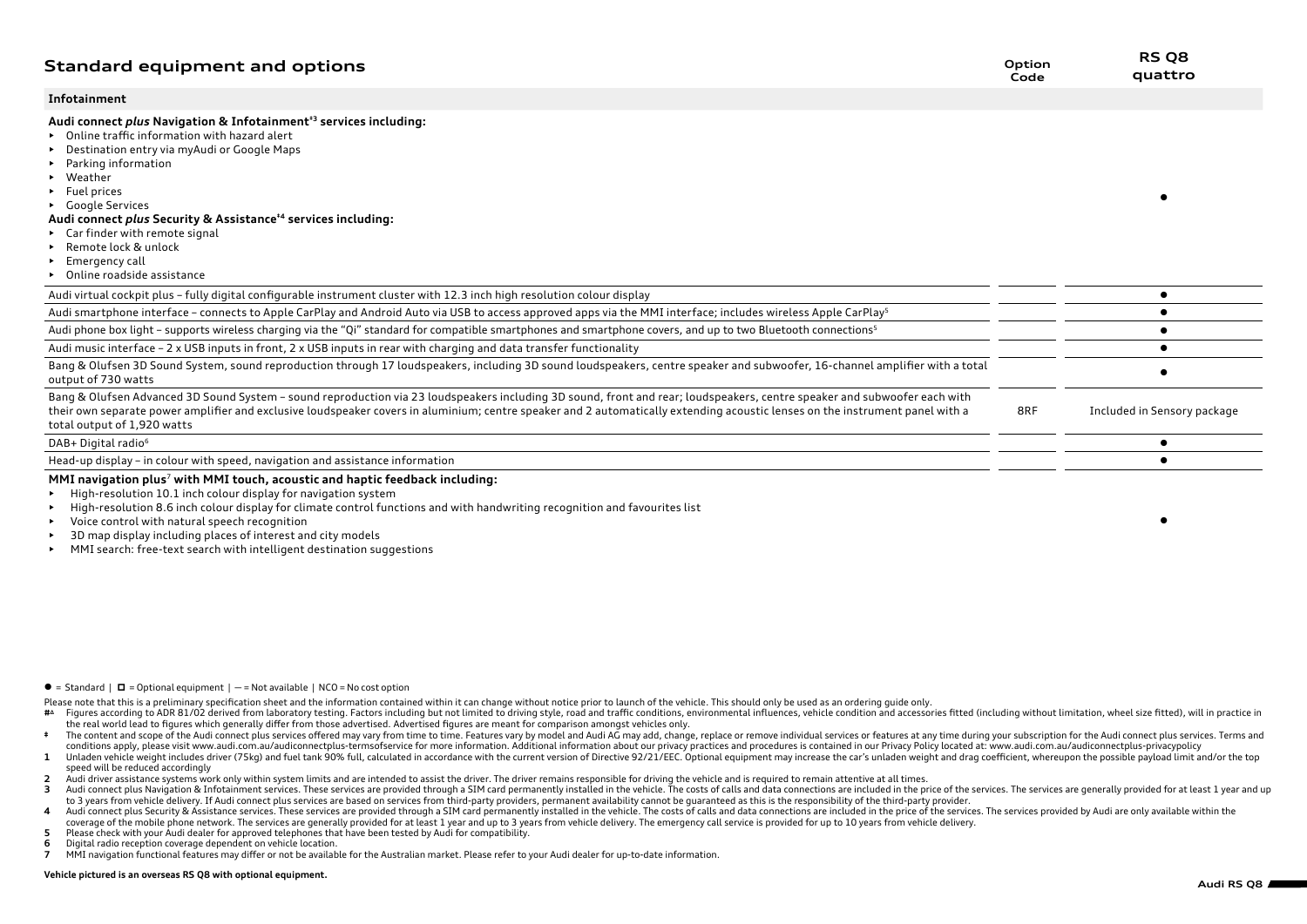## Standard equipment and options

| Infotainment | Option Code | RS Q8 quattro |
|---|---|---|
| **Audi connect *plus* Navigation & Infotainment[‡3] services including:**<br>▸ Online traffic information with hazard alert<br>▸ Destination entry via myAudi or Google Maps<br>▸ Parking information<br>▸ Weather<br>▸ Fuel prices<br>▸ Google Services<br>**Audi connect *plus* Security & Assistance[‡4] services including:**<br>▸ Car finder with remote signal<br>▸ Remote lock & unlock<br>▸ Emergency call<br>▸ Online roadside assistance | | ● |
| Audi virtual cockpit plus – fully digital configurable instrument cluster with 12.3 inch high resolution colour display | | ● |
| Audi smartphone interface – connects to Apple CarPlay and Android Auto via USB to access approved apps via the MMI interface; includes wireless Apple CarPlay[5] | | ● |
| Audi phone box light – supports wireless charging via the "Qi" standard for compatible smartphones and smartphone covers, and up to two Bluetooth connections[5] | | ● |
| Audi music interface – 2 x USB inputs in front, 2 x USB inputs in rear with charging and data transfer functionality | | ● |
| Bang & Olufsen 3D Sound System, sound reproduction through 17 loudspeakers, including 3D sound loudspeakers, centre speaker and subwoofer, 16-channel amplifier with a total output of 730 watts | | ● |
| Bang & Olufsen Advanced 3D Sound System – sound reproduction via 23 loudspeakers including 3D sound, front and rear; loudspeakers, centre speaker and subwoofer each with their own separate power amplifier and exclusive loudspeaker covers in aluminium; centre speaker and 2 automatically extending acoustic lenses on the instrument panel with a total output of 1,920 watts | 8RF | Included in Sensory package |
| DAB+ Digital radio[6] | | ● |
| Head-up display – in colour with speed, navigation and assistance information | | ● |
| **MMI navigation plus[7] with MMI touch, acoustic and haptic feedback including:**<br>▸ High-resolution 10.1 inch colour display for navigation system<br>▸ High-resolution 8.6 inch colour display for climate control functions and with handwriting recognition and favourites list<br>▸ Voice control with natural speech recognition<br>▸ 3D map display including places of interest and city models<br>▸ MMI search: free-text search with intelligent destination suggestions | | ● |

● = Standard | ◘ = Optional equipment | — = Not available | NCO = No cost option

Please note that this is a preliminary specification sheet and the information contained within it can change without notice prior to launch of the vehicle. This should only be used as an ordering guide only.

#Δ Figures according to ADR 81/02 derived from laboratory testing. Factors including but not limited to driving style, road and traffic conditions, environmental influences, vehicle condition and accessories fitted (including without limitation, wheel size fitted), will in practice in the real world lead to figures which generally differ from those advertised. Advertised figures are meant for comparison amongst vehicles only.

‡ The content and scope of the Audi connect plus services offered may vary from time to time. Features vary by model and Audi AG may add, change, replace or remove individual services or features at any time during your subscription for the Audi connect plus services. Terms and conditions apply, please visit www.audi.com.au/audiconnectplus-termsofservice for more information. Additional information about our privacy practices and procedures is contained in our Privacy Policy located at: www.audi.com.au/audiconnectplus-privacypolicy

1 Unladen vehicle weight includes driver (75kg) and fuel tank 90% full, calculated in accordance with the current version of Directive 92/21/EEC. Optional equipment may increase the car's unladen weight and drag coefficient, whereupon the possible payload limit and/or the top speed will be reduced accordingly

2 Audi driver assistance systems work only within system limits and are intended to assist the driver. The driver remains responsible for driving the vehicle and is required to remain attentive at all times.

3 Audi connect plus Navigation & Infotainment services. These services are provided through a SIM card permanently installed in the vehicle. The costs of calls and data connections are included in the price of the services. The services are generally provided for at least 1 year and up to 3 years from vehicle delivery. If Audi connect plus services are based on services from third-party providers, permanent availability cannot be guaranteed as this is the responsibility of the third-party provider.

4 Audi connect plus Security & Assistance services. These services are provided through a SIM card permanently installed in the vehicle. The costs of calls and data connections are included in the price of the services. The services provided by Audi are only available within the coverage of the mobile phone network. The services are generally provided for at least 1 year and up to 3 years from vehicle delivery. The emergency call service is provided for up to 10 years from vehicle delivery.

5 Please check with your Audi dealer for approved telephones that have been tested by Audi for compatibility.

6 Digital radio reception coverage dependent on vehicle location.

7 MMI navigation functional features may differ or not be available for the Australian market. Please refer to your Audi dealer for up-to-date information.

**Vehicle pictured is an overseas RS Q8 with optional equipment.**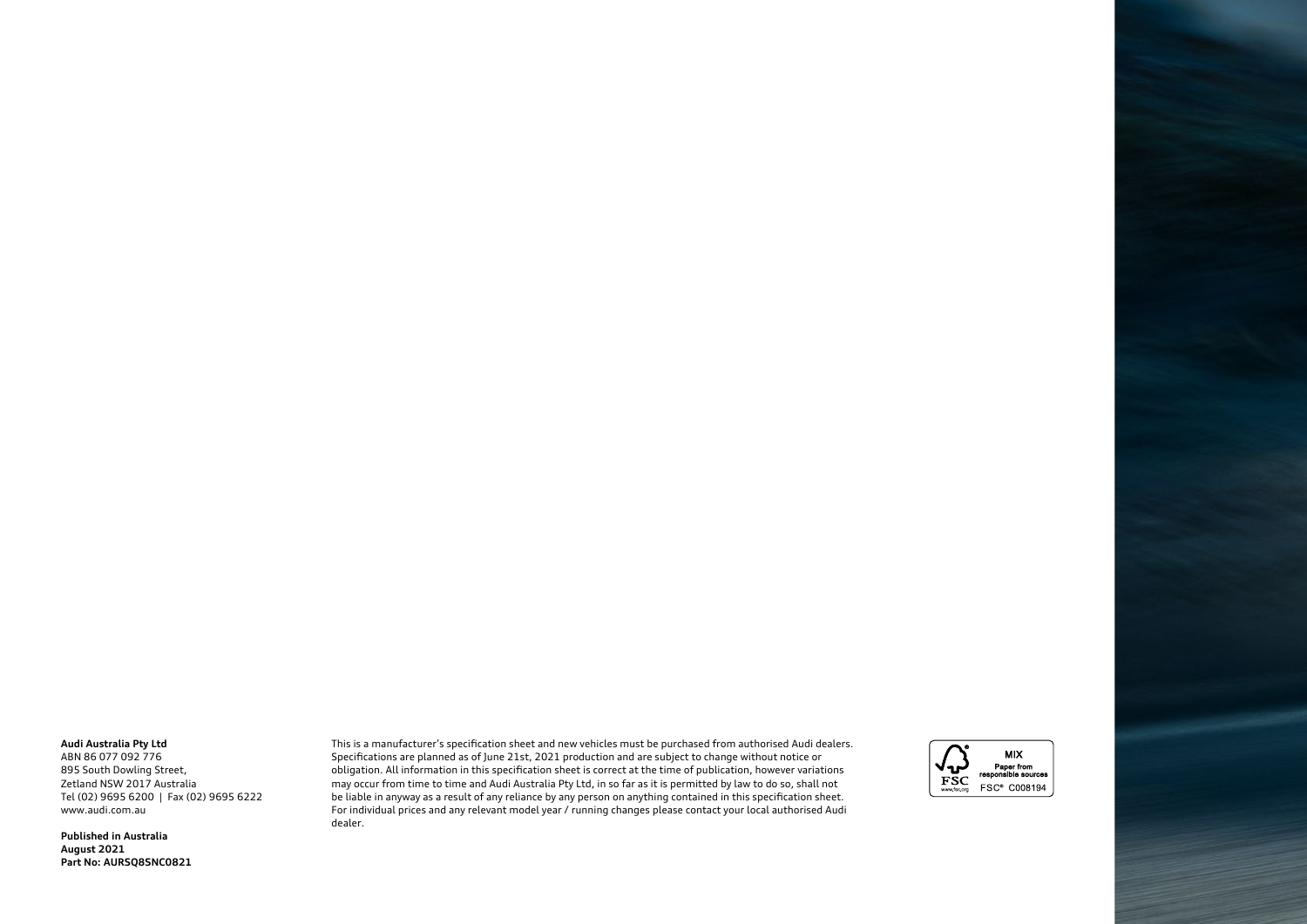**Audi Australia Pty Ltd**
ABN 86 077 092 776
895 South Dowling Street,
Zetland NSW 2017 Australia
Tel (02) 9695 6200 | Fax (02) 9695 6222
www.audi.com.au

**Published in Australia**
**August 2021**
**Part No: AURSQ8SNC0821**

This is a manufacturer's specification sheet and new vehicles must be purchased from authorised Audi dealers. Specifications are planned as of June 21st, 2021 production and are subject to change without notice or obligation. All information in this specification sheet is correct at the time of publication, however variations may occur from time to time and Audi Australia Pty Ltd, in so far as it is permitted by law to do so, shall not be liable in anyway as a result of any reliance by any person on anything contained in this specification sheet. For individual prices and any relevant model year / running changes please contact your local authorised Audi dealer.

FSC
www.fsc.org
MIX
Paper from responsible sources
FSC® C008194